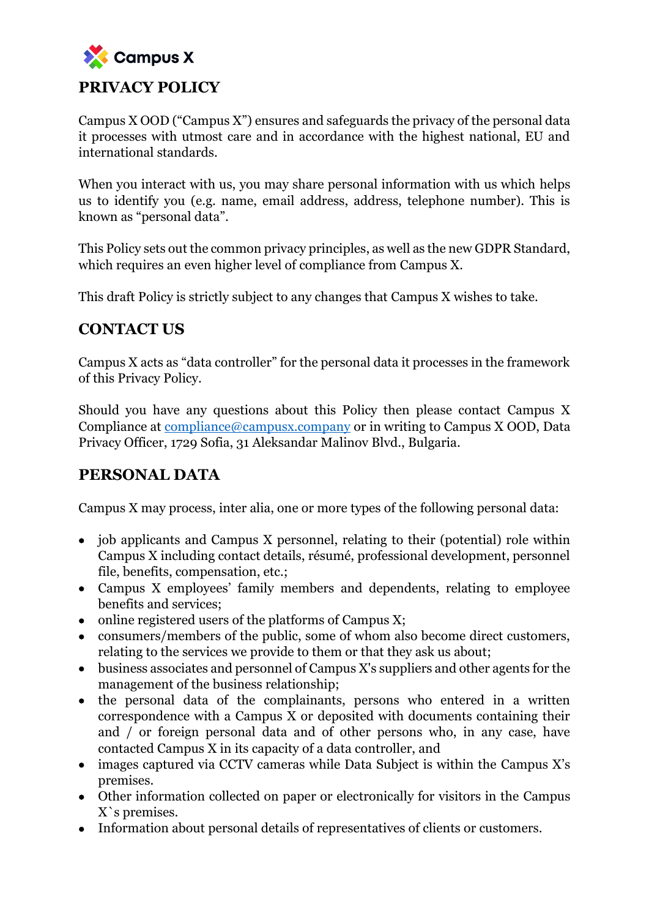Campus X

# PRIVACY POLICY

Campus X OOD ("Campus X") ensures and safeguards the privacy of the personal data it processes with utmost care and in accordance with the highest national, EU and international standards.

When you interact with us, you may share personal information with us which helps us to identify you (e.g. name, email address, address, telephone number). This is known as "personal data".

This Policy sets out the common privacy principles, as well as the new GDPR Standard, which requires an even higher level of compliance from Campus X.

This draft Policy is strictly subject to any changes that Campus X wishes to take.

## CONTACT US

Campus X acts as "data controller" for the personal data it processes in the framework of this Privacy Policy.

Should you have any questions about this Policy then please contact Campus X Compliance at [compliance@campusx.company](mailto:compliance@campusx.company) or in writing to Campus X OOD, Data Privacy Officer, 1729 Sofia, 31 Aleksandar Malinov Blvd., Bulgaria.

## PERSONAL DATA

Campus X may process, inter alia, one or more types of the following personal data:

- job applicants and Campus X personnel, relating to their (potential) role within Campus X including contact details, résumé, professional development, personnel file, benefits, compensation, etc.;
- Campus X employees' family members and dependents, relating to employee benefits and services;
- online registered users of the platforms of Campus X;
- consumers/members of the public, some of whom also become direct customers, relating to the services we provide to them or that they ask us about;
- business associates and personnel of Campus X's suppliers and other agents for the management of the business relationship;
- the personal data of the complainants, persons who entered in a written correspondence with a Campus X or deposited with documents containing their and / or foreign personal data and of other persons who, in any case, have contacted Campus X in its capacity of a data controller, and
- images captured via CCTV cameras while Data Subject is within the Campus X's premises.
- Other information collected on paper or electronically for visitors in the Campus X`s premises.
- Information about personal details of representatives of clients or customers.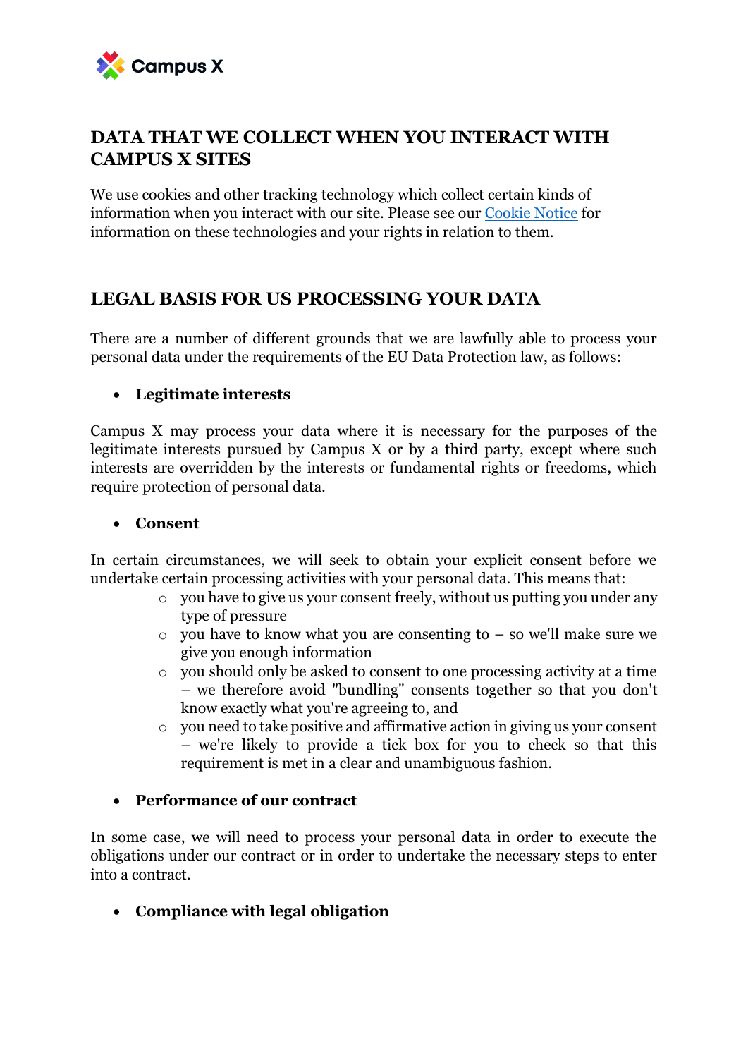## DATA THAT WE COLLECT WHEN YOU INTERACT WITH CAMPUS X SITES

We use cookies and other tracking technology which collect certain kinds of information when you interact with our site. Please see our [Cookie Notice] for information on these technologies and your rights in relation to them.

## LEGAL BASIS FOR US PROCESSING YOUR DATA

There are a number of different grounds that we are lawfully able to process your personal data under the requirements of the EU Data Protection law, as follows:

- **Legitimate interests**

Campus X may process your data where it is necessary for the purposes of the legitimate interests pursued by Campus X or by a third party, except where such interests are overridden by the interests or fundamental rights or freedoms, which require protection of personal data.

- **Consent**

In certain circumstances, we will seek to obtain your explicit consent before we undertake certain processing activities with your personal data. This means that:

  - you have to give us your consent freely, without us putting you under any type of pressure
  - you have to know what you are consenting to – so we'll make sure we give you enough information
  - you should only be asked to consent to one processing activity at a time – we therefore avoid "bundling" consents together so that you don't know exactly what you're agreeing to, and
  - you need to take positive and affirmative action in giving us your consent – we're likely to provide a tick box for you to check so that this requirement is met in a clear and unambiguous fashion.

- **Performance of our contract**

In some case, we will need to process your personal data in order to execute the obligations under our contract or in order to undertake the necessary steps to enter into a contract.

- **Compliance with legal obligation**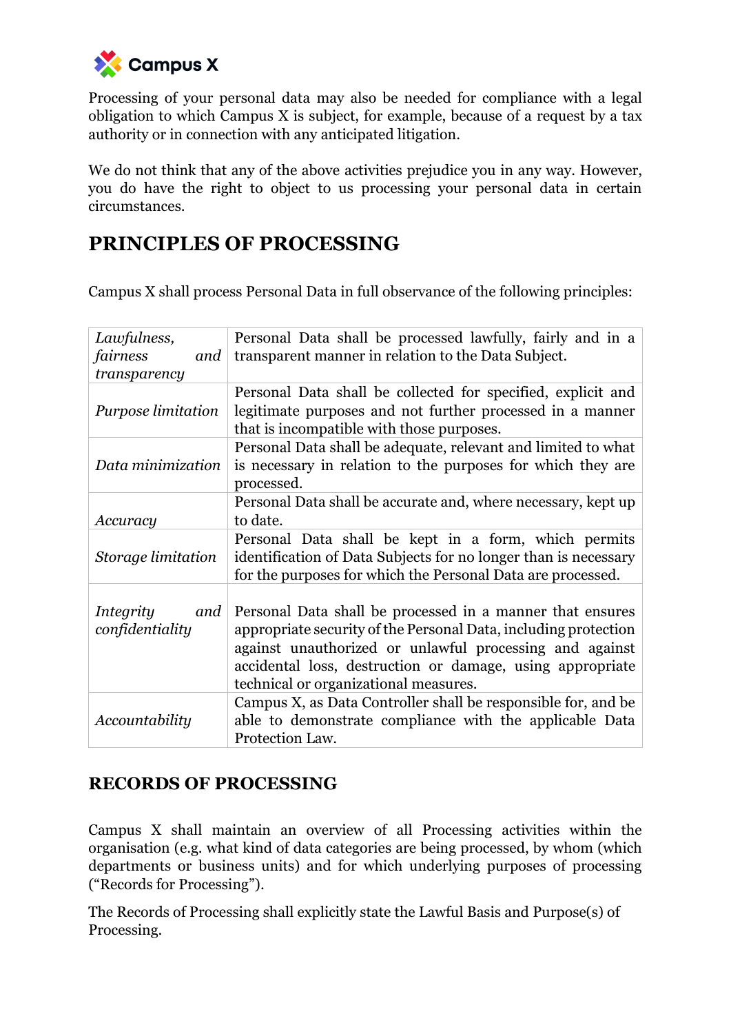Processing of your personal data may also be needed for compliance with a legal obligation to which Campus X is subject, for example, because of a request by a tax authority or in connection with any anticipated litigation.

We do not think that any of the above activities prejudice you in any way. However, you do have the right to object to us processing your personal data in certain circumstances.

## PRINCIPLES OF PROCESSING

Campus X shall process Personal Data in full observance of the following principles:

| | |
|---|---|
| *Lawfulness, fairness and transparency* | Personal Data shall be processed lawfully, fairly and in a transparent manner in relation to the Data Subject. |
| *Purpose limitation* | Personal Data shall be collected for specified, explicit and legitimate purposes and not further processed in a manner that is incompatible with those purposes. |
| *Data minimization* | Personal Data shall be adequate, relevant and limited to what is necessary in relation to the purposes for which they are processed. |
| *Accuracy* | Personal Data shall be accurate and, where necessary, kept up to date. |
| *Storage limitation* | Personal Data shall be kept in a form, which permits identification of Data Subjects for no longer than is necessary for the purposes for which the Personal Data are processed. |
| *Integrity and confidentiality* | Personal Data shall be processed in a manner that ensures appropriate security of the Personal Data, including protection against unauthorized or unlawful processing and against accidental loss, destruction or damage, using appropriate technical or organizational measures. |
| *Accountability* | Campus X, as Data Controller shall be responsible for, and be able to demonstrate compliance with the applicable Data Protection Law. |

## RECORDS OF PROCESSING

Campus X shall maintain an overview of all Processing activities within the organisation (e.g. what kind of data categories are being processed, by whom (which departments or business units) and for which underlying purposes of processing ("Records for Processing").

The Records of Processing shall explicitly state the Lawful Basis and Purpose(s) of Processing.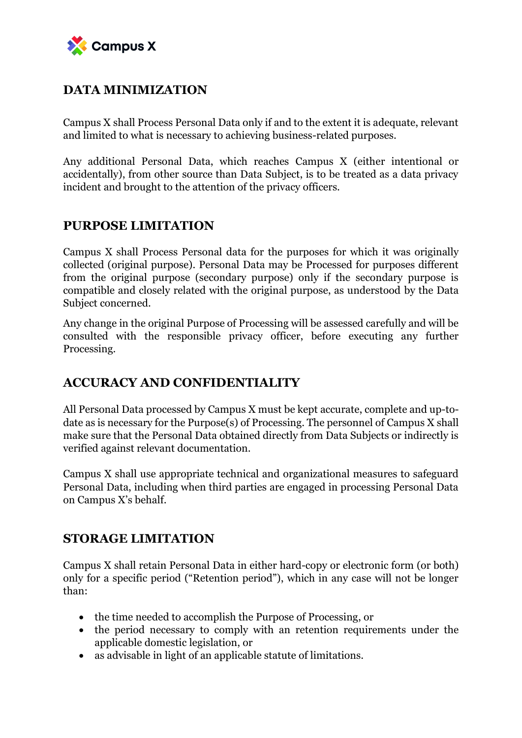## DATA MINIMIZATION

Campus X shall Process Personal Data only if and to the extent it is adequate, relevant and limited to what is necessary to achieving business-related purposes.

Any additional Personal Data, which reaches Campus X (either intentional or accidentally), from other source than Data Subject, is to be treated as a data privacy incident and brought to the attention of the privacy officers.

## PURPOSE LIMITATION

Campus X shall Process Personal data for the purposes for which it was originally collected (original purpose). Personal Data may be Processed for purposes different from the original purpose (secondary purpose) only if the secondary purpose is compatible and closely related with the original purpose, as understood by the Data Subject concerned.

Any change in the original Purpose of Processing will be assessed carefully and will be consulted with the responsible privacy officer, before executing any further Processing.

## ACCURACY AND CONFIDENTIALITY

All Personal Data processed by Campus X must be kept accurate, complete and up-to-date as is necessary for the Purpose(s) of Processing. The personnel of Campus X shall make sure that the Personal Data obtained directly from Data Subjects or indirectly is verified against relevant documentation.

Campus X shall use appropriate technical and organizational measures to safeguard Personal Data, including when third parties are engaged in processing Personal Data on Campus X's behalf.

## STORAGE LIMITATION

Campus X shall retain Personal Data in either hard-copy or electronic form (or both) only for a specific period ("Retention period"), which in any case will not be longer than:

- the time needed to accomplish the Purpose of Processing, or
- the period necessary to comply with an retention requirements under the applicable domestic legislation, or
- as advisable in light of an applicable statute of limitations.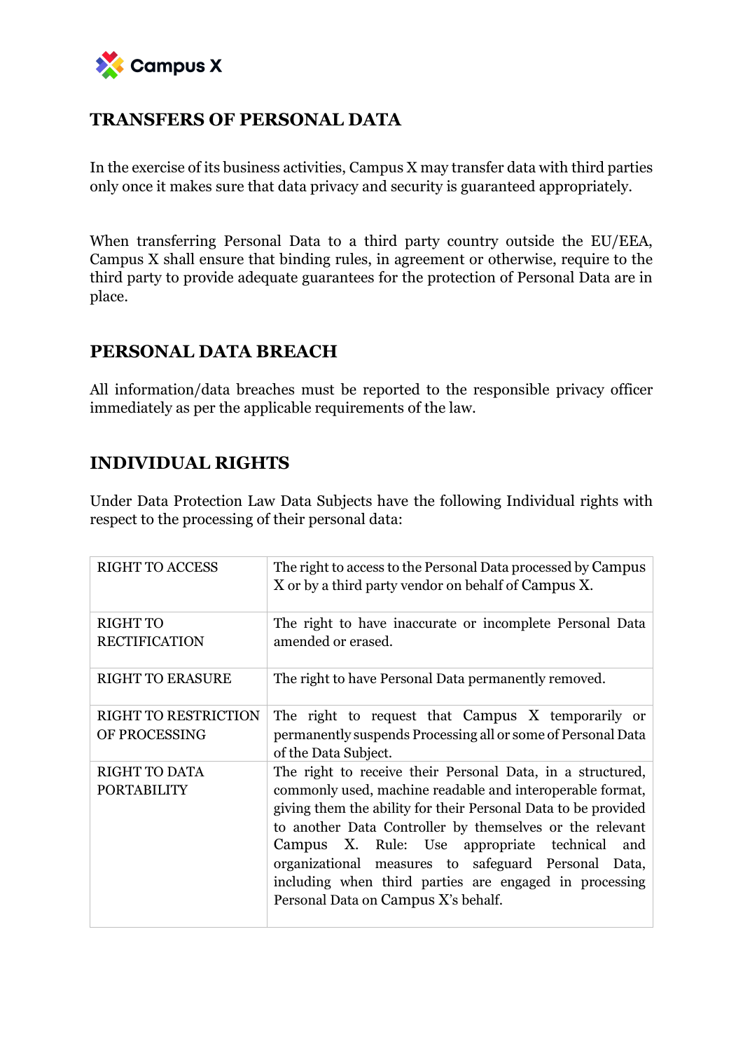## TRANSFERS OF PERSONAL DATA

In the exercise of its business activities, Campus X may transfer data with third parties only once it makes sure that data privacy and security is guaranteed appropriately.

When transferring Personal Data to a third party country outside the EU/EEA, Campus X shall ensure that binding rules, in agreement or otherwise, require to the third party to provide adequate guarantees for the protection of Personal Data are in place.

## PERSONAL DATA BREACH

All information/data breaches must be reported to the responsible privacy officer immediately as per the applicable requirements of the law.

## INDIVIDUAL RIGHTS

Under Data Protection Law Data Subjects have the following Individual rights with respect to the processing of their personal data:

| | |
|---|---|
| RIGHT TO ACCESS | The right to access to the Personal Data processed by Campus X or by a third party vendor on behalf of Campus X. |
| RIGHT TO RECTIFICATION | The right to have inaccurate or incomplete Personal Data amended or erased. |
| RIGHT TO ERASURE | The right to have Personal Data permanently removed. |
| RIGHT TO RESTRICTION OF PROCESSING | The right to request that Campus X temporarily or permanently suspends Processing all or some of Personal Data of the Data Subject. |
| RIGHT TO DATA PORTABILITY | The right to receive their Personal Data, in a structured, commonly used, machine readable and interoperable format, giving them the ability for their Personal Data to be provided to another Data Controller by themselves or the relevant Campus X. Rule: Use appropriate technical and organizational measures to safeguard Personal Data, including when third parties are engaged in processing Personal Data on Campus X's behalf. |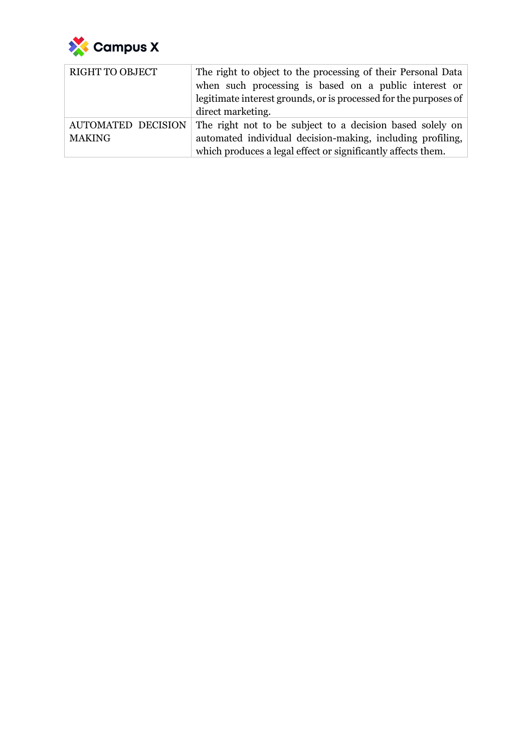| | |
|---|---|
| RIGHT TO OBJECT | The right to object to the processing of their Personal Data when such processing is based on a public interest or legitimate interest grounds, or is processed for the purposes of direct marketing. |
| AUTOMATED DECISION MAKING | The right not to be subject to a decision based solely on automated individual decision-making, including profiling, which produces a legal effect or significantly affects them. |